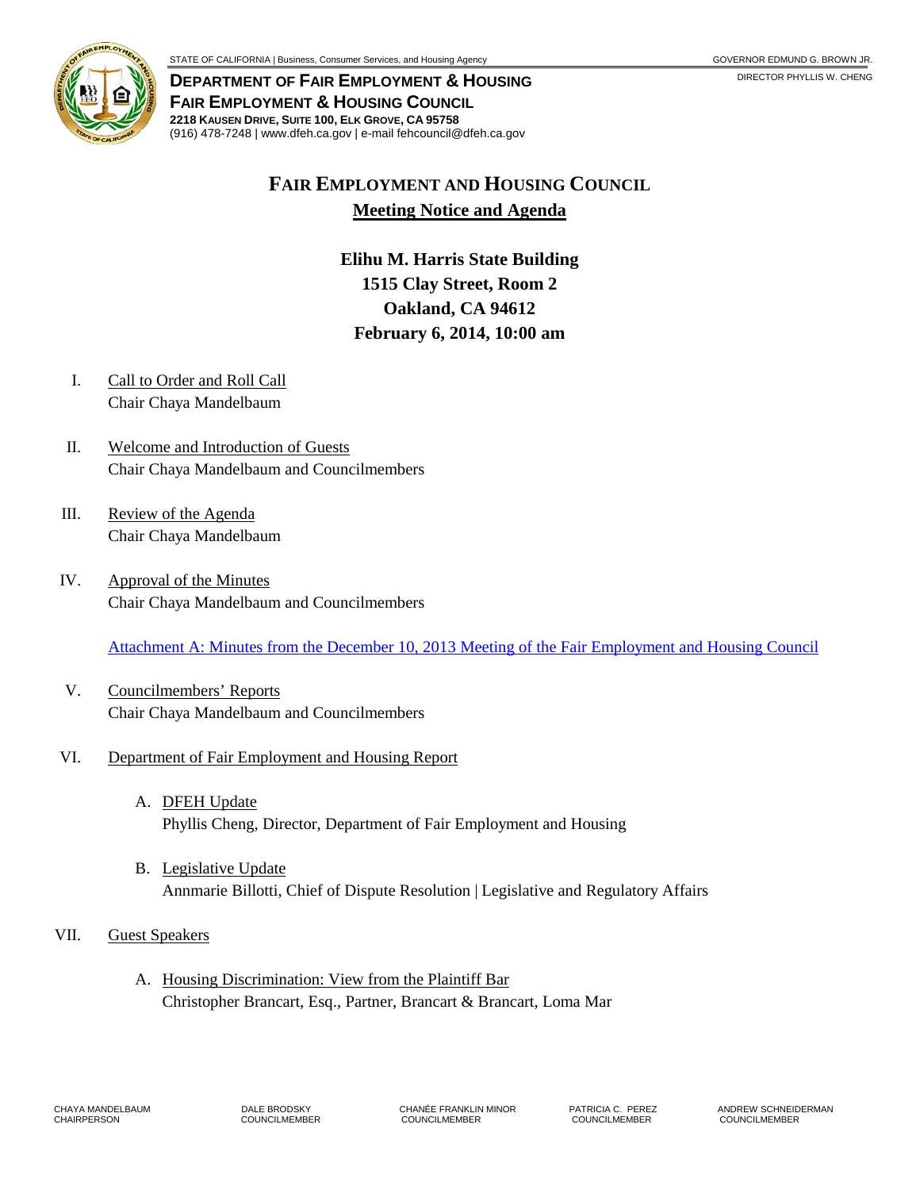STATE OF CALIFORNIA | Business, Consumer Services, and Housing Agency — GOVERNOR EDMUND G. BROWN JR.

**DEPARTMENT OF FAIR EMPLOYMENT & HOUSING**
**FAIR EMPLOYMENT & HOUSING COUNCIL**
**2218 KAUSEN DRIVE, SUITE 100, ELK GROVE, CA 95758**
(916) 478-7248 | www.dfeh.ca.gov | e-mail fehcouncil@dfeh.ca.gov

DIRECTOR PHYLLIS W. CHENG

# FAIR EMPLOYMENT AND HOUSING COUNCIL

## Meeting Notice and Agenda

**Elihu M. Harris State Building**
**1515 Clay Street, Room 2**
**Oakland, CA 94612**
**February 6, 2014, 10:00 am**

I. Call to Order and Roll Call
Chair Chaya Mandelbaum

II. Welcome and Introduction of Guests
Chair Chaya Mandelbaum and Councilmembers

III. Review of the Agenda
Chair Chaya Mandelbaum

IV. Approval of the Minutes
Chair Chaya Mandelbaum and Councilmembers

Attachment A: Minutes from the December 10, 2013 Meeting of the Fair Employment and Housing Council

V. Councilmembers' Reports
Chair Chaya Mandelbaum and Councilmembers

VI. Department of Fair Employment and Housing Report

A. DFEH Update
Phyllis Cheng, Director, Department of Fair Employment and Housing

B. Legislative Update
Annmarie Billotti, Chief of Dispute Resolution | Legislative and Regulatory Affairs

VII. Guest Speakers

A. Housing Discrimination: View from the Plaintiff Bar
Christopher Brancart, Esq., Partner, Brancart & Brancart, Loma Mar

CHAYA MANDELBAUM, CHAIRPERSON | DALE BRODSKY, COUNCILMEMBER | CHANÉE FRANKLIN MINOR, COUNCILMEMBER | PATRICIA C. PEREZ, COUNCILMEMBER | ANDREW SCHNEIDERMAN, COUNCILMEMBER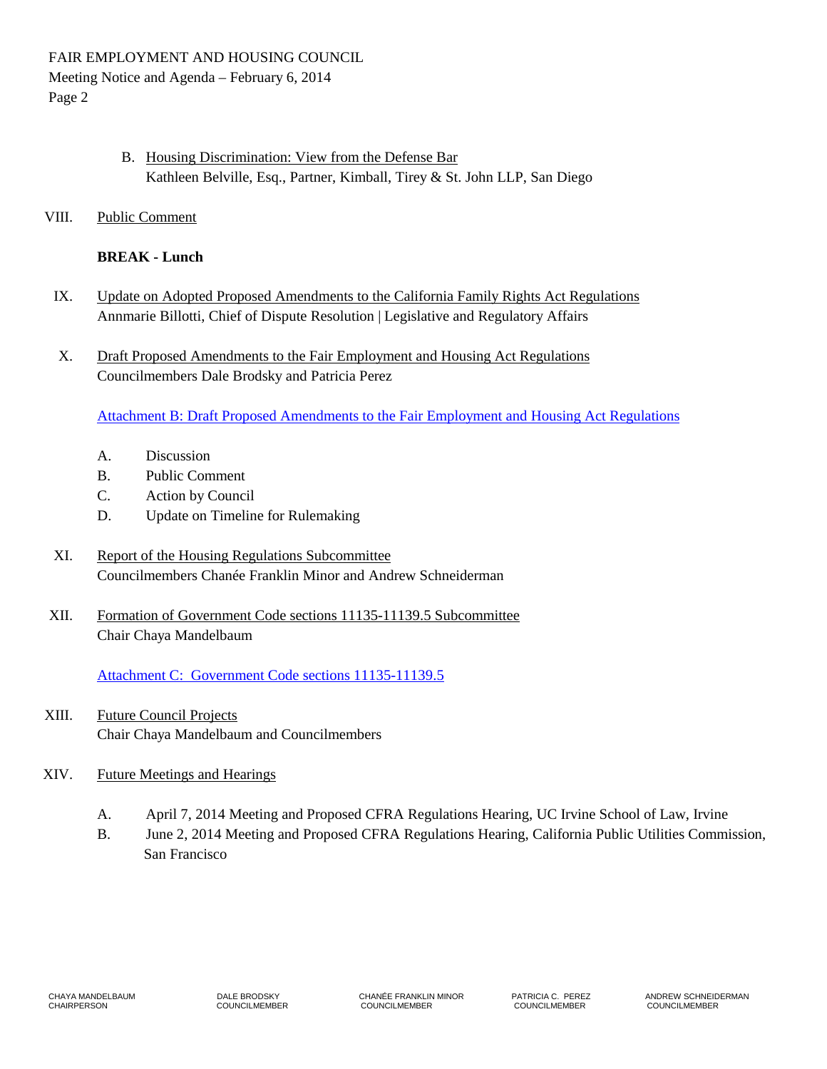B. Housing Discrimination: View from the Defense Bar
Kathleen Belville, Esq., Partner, Kimball, Tirey & St. John LLP, San Diego

VIII. Public Comment

**BREAK - Lunch**

IX. Update on Adopted Proposed Amendments to the California Family Rights Act Regulations
Annmarie Billotti, Chief of Dispute Resolution | Legislative and Regulatory Affairs

X. Draft Proposed Amendments to the Fair Employment and Housing Act Regulations
Councilmembers Dale Brodsky and Patricia Perez

Attachment B: Draft Proposed Amendments to the Fair Employment and Housing Act Regulations

A. Discussion
B. Public Comment
C. Action by Council
D. Update on Timeline for Rulemaking

XI. Report of the Housing Regulations Subcommittee
Councilmembers Chanée Franklin Minor and Andrew Schneiderman

XII. Formation of Government Code sections 11135-11139.5 Subcommittee
Chair Chaya Mandelbaum

Attachment C: Government Code sections 11135-11139.5

XIII. Future Council Projects
Chair Chaya Mandelbaum and Councilmembers

XIV. Future Meetings and Hearings

A. April 7, 2014 Meeting and Proposed CFRA Regulations Hearing, UC Irvine School of Law, Irvine
B. June 2, 2014 Meeting and Proposed CFRA Regulations Hearing, California Public Utilities Commission, San Francisco

CHAYA MANDELBAUM, CHAIRPERSON | DALE BRODSKY, COUNCILMEMBER | CHANÉE FRANKLIN MINOR, COUNCILMEMBER | PATRICIA C. PEREZ, COUNCILMEMBER | ANDREW SCHNEIDERMAN, COUNCILMEMBER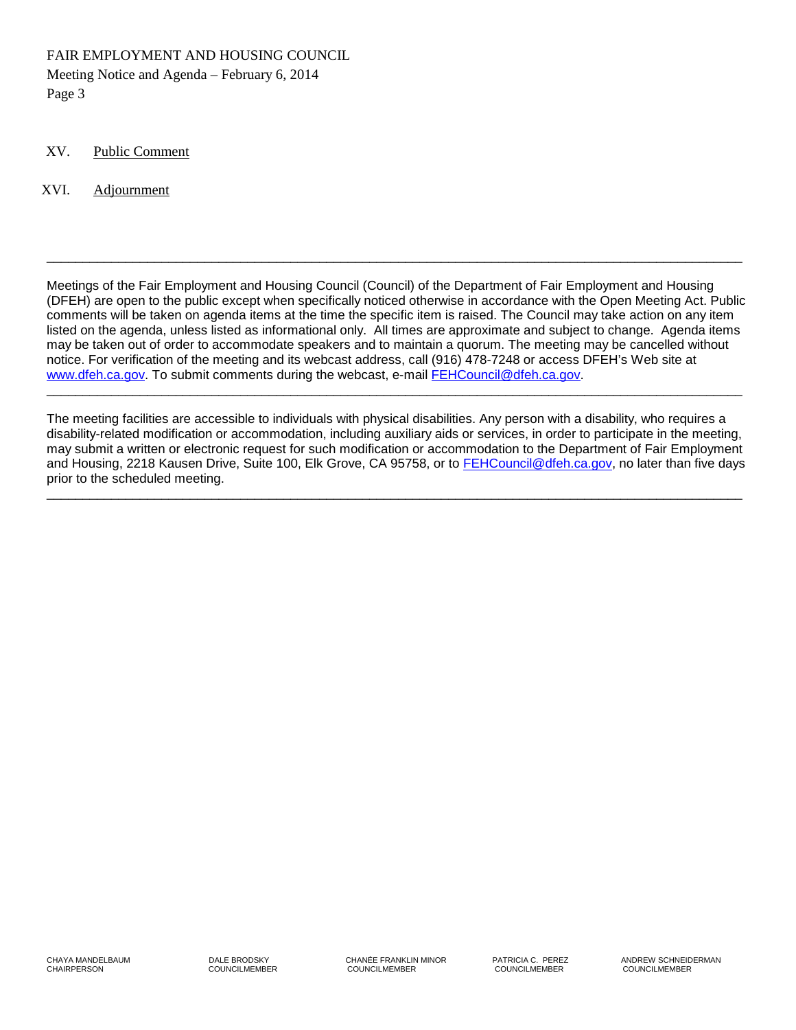XV. Public Comment

XVI. Adjournment

---

Meetings of the Fair Employment and Housing Council (Council) of the Department of Fair Employment and Housing (DFEH) are open to the public except when specifically noticed otherwise in accordance with the Open Meeting Act. Public comments will be taken on agenda items at the time the specific item is raised. The Council may take action on any item listed on the agenda, unless listed as informational only. All times are approximate and subject to change. Agenda items may be taken out of order to accommodate speakers and to maintain a quorum. The meeting may be cancelled without notice. For verification of the meeting and its webcast address, call (916) 478-7248 or access DFEH's Web site at www.dfeh.ca.gov. To submit comments during the webcast, e-mail FEHCouncil@dfeh.ca.gov.

---

The meeting facilities are accessible to individuals with physical disabilities. Any person with a disability, who requires a disability-related modification or accommodation, including auxiliary aids or services, in order to participate in the meeting, may submit a written or electronic request for such modification or accommodation to the Department of Fair Employment and Housing, 2218 Kausen Drive, Suite 100, Elk Grove, CA 95758, or to FEHCouncil@dfeh.ca.gov, no later than five days prior to the scheduled meeting.

---

CHAYA MANDELBAUM, CHAIRPERSON
DALE BRODSKY, COUNCILMEMBER
CHANÉE FRANKLIN MINOR, COUNCILMEMBER
PATRICIA C. PEREZ, COUNCILMEMBER
ANDREW SCHNEIDERMAN, COUNCILMEMBER